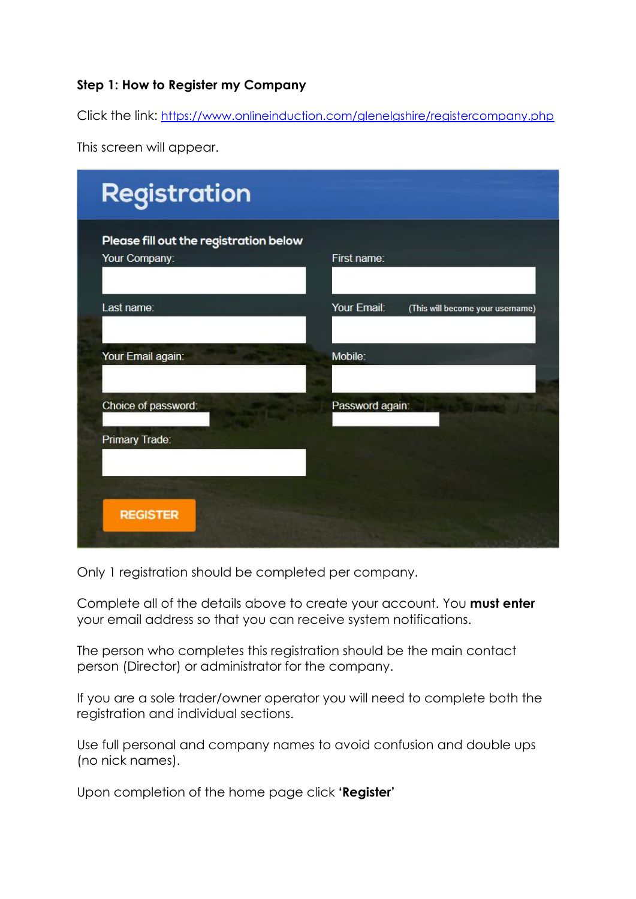**Step 1: How to Register my Company**

Click the link: [https://www.onlineinduction.com/glenelgshire/registercompany.php](https://www.onlineinduction.com/glenelgshire/registercompany.php)

This screen will appear.

Registration

Please fill out the registration below

Your Company:

First name:

Last name:

Your Email: (This will become your username)

Your Email again:

Mobile:

Choice of password:

Password again:

Primary Trade:

REGISTER

Only 1 registration should be completed per company.

Complete all of the details above to create your account. You **must enter** your email address so that you can receive system notifications.

The person who completes this registration should be the main contact person (Director) or administrator for the company.

If you are a sole trader/owner operator you will need to complete both the registration and individual sections.

Use full personal and company names to avoid confusion and double ups (no nick names).

Upon completion of the home page click **'Register'**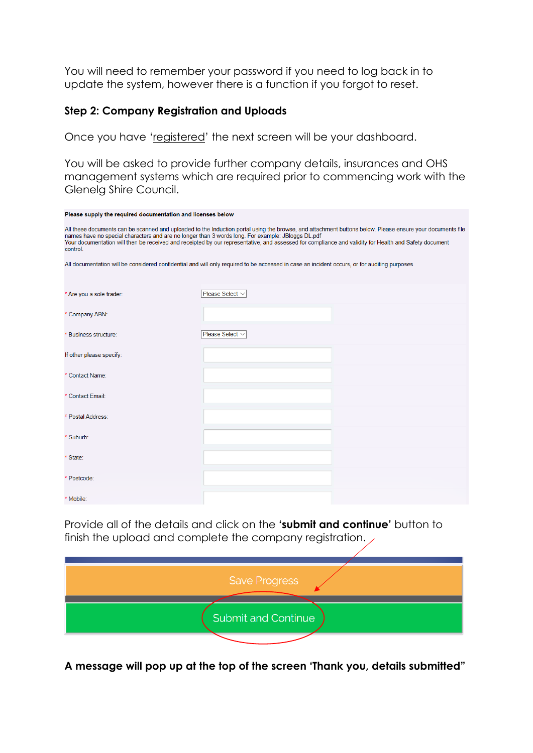You will need to remember your password if you need to log back in to update the system, however there is a function if you forgot to reset.

**Step 2: Company Registration and Uploads**

Once you have 'registered' the next screen will be your dashboard.

You will be asked to provide further company details, insurances and OHS management systems which are required prior to commencing work with the Glenelg Shire Council.

**Please supply the required documentation and licenses below**

All these documents can be scanned and uploaded to the Induction portal using the browse, and attachment buttons below. Please ensure your documents file names have no special characters and are no longer than 3 words long. For example: JBloggs DL.pdf
Your documentation will then be received and receipted by our representative, and assessed for compliance and validity for Health and Safety document control.

All documentation will be considered confidential and will only required to be accessed in case an incident occurs, or for auditing purposes

| | |
|---|---|
| * Are you a sole trader: | Please Select |
| * Company ABN: | |
| * Business structure: | Please Select |
| If other please specify: | |
| * Contact Name: | |
| * Contact Email: | |
| * Postal Address: | |
| * Suburb: | |
| * State: | |
| * Postcode: | |
| * Mobile: | |

Provide all of the details and click on the **'submit and continue'** button to finish the upload and complete the company registration.

Save Progress

Submit and Continue

**A message will pop up at the top of the screen 'Thank you, details submitted"**